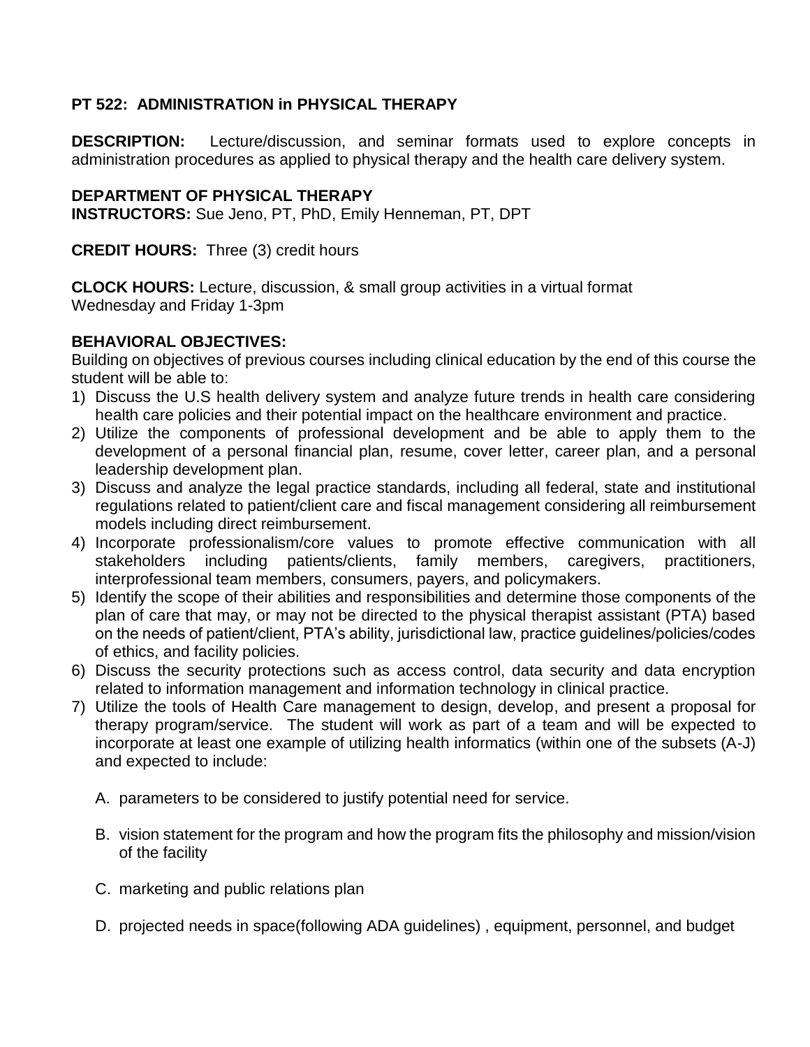**PT 522: ADMINISTRATION in PHYSICAL THERAPY**

**DESCRIPTION:** Lecture/discussion, and seminar formats used to explore concepts in administration procedures as applied to physical therapy and the health care delivery system.

**DEPARTMENT OF PHYSICAL THERAPY**
**INSTRUCTORS:** Sue Jeno, PT, PhD, Emily Henneman, PT, DPT

**CREDIT HOURS:** Three (3) credit hours

**CLOCK HOURS:** Lecture, discussion, & small group activities in a virtual format
Wednesday and Friday 1-3pm

**BEHAVIORAL OBJECTIVES:**
Building on objectives of previous courses including clinical education by the end of this course the student will be able to:

1) Discuss the U.S health delivery system and analyze future trends in health care considering health care policies and their potential impact on the healthcare environment and practice.
2) Utilize the components of professional development and be able to apply them to the development of a personal financial plan, resume, cover letter, career plan, and a personal leadership development plan.
3) Discuss and analyze the legal practice standards, including all federal, state and institutional regulations related to patient/client care and fiscal management considering all reimbursement models including direct reimbursement.
4) Incorporate professionalism/core values to promote effective communication with all stakeholders including patients/clients, family members, caregivers, practitioners, interprofessional team members, consumers, payers, and policymakers.
5) Identify the scope of their abilities and responsibilities and determine those components of the plan of care that may, or may not be directed to the physical therapist assistant (PTA) based on the needs of patient/client, PTA's ability, jurisdictional law, practice guidelines/policies/codes of ethics, and facility policies.
6) Discuss the security protections such as access control, data security and data encryption related to information management and information technology in clinical practice.
7) Utilize the tools of Health Care management to design, develop, and present a proposal for therapy program/service. The student will work as part of a team and will be expected to incorporate at least one example of utilizing health informatics (within one of the subsets (A-J) and expected to include:

    A. parameters to be considered to justify potential need for service.

    B. vision statement for the program and how the program fits the philosophy and mission/vision of the facility

    C. marketing and public relations plan

    D. projected needs in space(following ADA guidelines) , equipment, personnel, and budget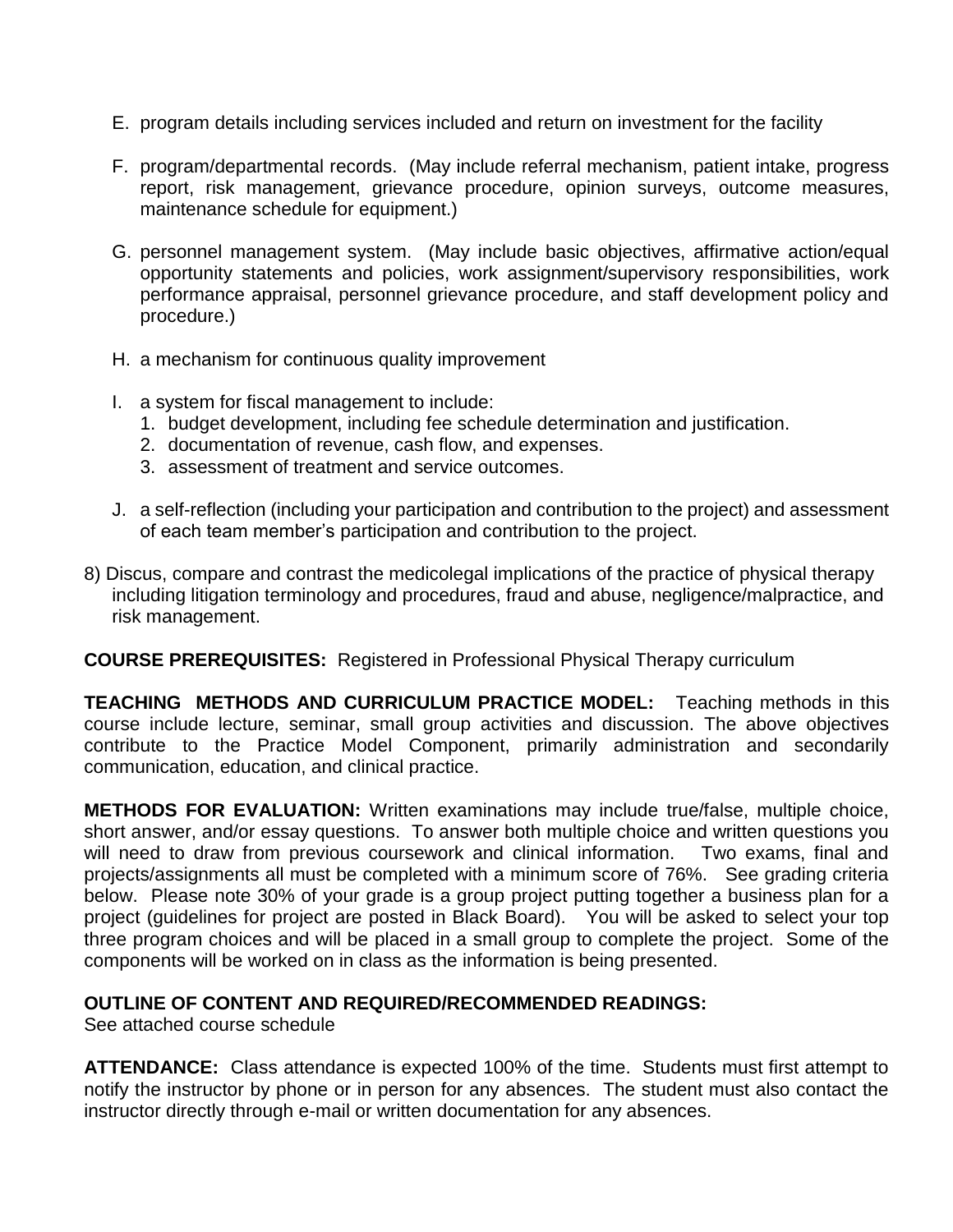E. program details including services included and return on investment for the facility

F. program/departmental records. (May include referral mechanism, patient intake, progress report, risk management, grievance procedure, opinion surveys, outcome measures, maintenance schedule for equipment.)

G. personnel management system. (May include basic objectives, affirmative action/equal opportunity statements and policies, work assignment/supervisory responsibilities, work performance appraisal, personnel grievance procedure, and staff development policy and procedure.)

H. a mechanism for continuous quality improvement

I. a system for fiscal management to include:
   1. budget development, including fee schedule determination and justification.
   2. documentation of revenue, cash flow, and expenses.
   3. assessment of treatment and service outcomes.

J. a self-reflection (including your participation and contribution to the project) and assessment of each team member's participation and contribution to the project.

8) Discus, compare and contrast the medicolegal implications of the practice of physical therapy including litigation terminology and procedures, fraud and abuse, negligence/malpractice, and risk management.

**COURSE PREREQUISITES:** Registered in Professional Physical Therapy curriculum

**TEACHING METHODS AND CURRICULUM PRACTICE MODEL:** Teaching methods in this course include lecture, seminar, small group activities and discussion. The above objectives contribute to the Practice Model Component, primarily administration and secondarily communication, education, and clinical practice.

**METHODS FOR EVALUATION:** Written examinations may include true/false, multiple choice, short answer, and/or essay questions. To answer both multiple choice and written questions you will need to draw from previous coursework and clinical information. Two exams, final and projects/assignments all must be completed with a minimum score of 76%. See grading criteria below. Please note 30% of your grade is a group project putting together a business plan for a project (guidelines for project are posted in Black Board). You will be asked to select your top three program choices and will be placed in a small group to complete the project. Some of the components will be worked on in class as the information is being presented.

**OUTLINE OF CONTENT AND REQUIRED/RECOMMENDED READINGS:**
See attached course schedule

**ATTENDANCE:** Class attendance is expected 100% of the time. Students must first attempt to notify the instructor by phone or in person for any absences. The student must also contact the instructor directly through e-mail or written documentation for any absences.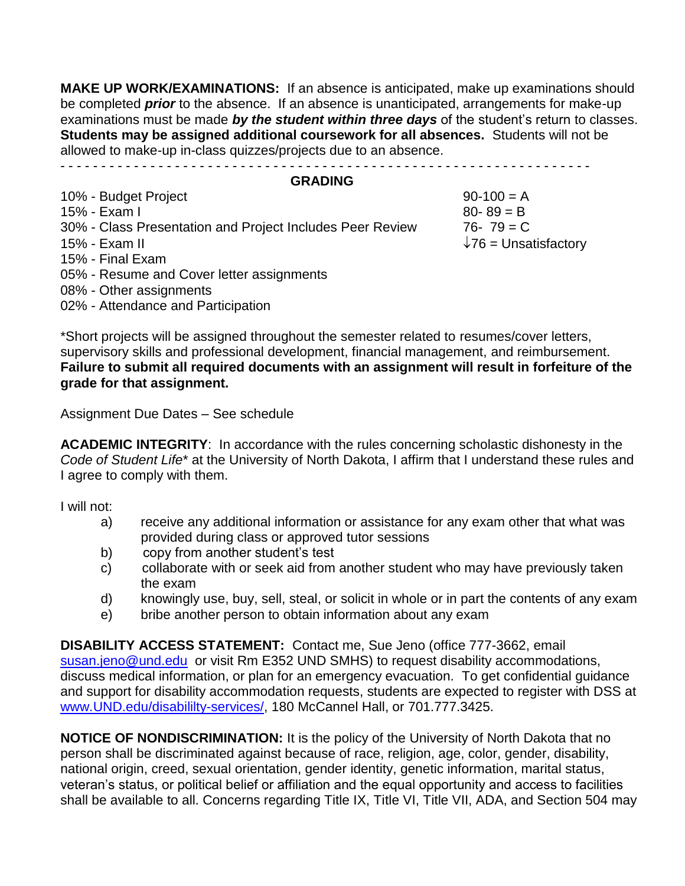**MAKE UP WORK/EXAMINATIONS:** If an absence is anticipated, make up examinations should be completed ***prior*** to the absence. If an absence is unanticipated, arrangements for make-up examinations must be made ***by the student within three days*** of the student's return to classes. **Students may be assigned additional coursework for all absences.** Students will not be allowed to make-up in-class quizzes/projects due to an absence.

- - - - - - - - - - - - - - - - - - - - - - - - - - - - - - - - - - - - - - - - - - - - - - - - - - - - - - - - - - - - - - - -

## GRADING

10% - Budget Project
15% - Exam I
30% - Class Presentation and Project Includes Peer Review
15% - Exam II
15% - Final Exam
05% - Resume and Cover letter assignments
08% - Other assignments
02% - Attendance and Participation

90-100 = A
80- 89 = B
76- 79 = C
↓76 = Unsatisfactory

*Short projects will be assigned throughout the semester related to resumes/cover letters, supervisory skills and professional development, financial management, and reimbursement. **Failure to submit all required documents with an assignment will result in forfeiture of the grade for that assignment.**

Assignment Due Dates – See schedule

**ACADEMIC INTEGRITY**: In accordance with the rules concerning scholastic dishonesty in the *Code of Student Life** at the University of North Dakota, I affirm that I understand these rules and I agree to comply with them.

I will not:

a) receive any additional information or assistance for any exam other that what was provided during class or approved tutor sessions
b) copy from another student's test
c) collaborate with or seek aid from another student who may have previously taken the exam
d) knowingly use, buy, sell, steal, or solicit in whole or in part the contents of any exam
e) bribe another person to obtain information about any exam

**DISABILITY ACCESS STATEMENT:** Contact me, Sue Jeno (office 777-3662, email susan.jeno@und.edu or visit Rm E352 UND SMHS) to request disability accommodations, discuss medical information, or plan for an emergency evacuation. To get confidential guidance and support for disability accommodation requests, students are expected to register with DSS at www.UND.edu/disabililty-services/, 180 McCannel Hall, or 701.777.3425.

**NOTICE OF NONDISCRIMINATION:** It is the policy of the University of North Dakota that no person shall be discriminated against because of race, religion, age, color, gender, disability, national origin, creed, sexual orientation, gender identity, genetic information, marital status, veteran's status, or political belief or affiliation and the equal opportunity and access to facilities shall be available to all. Concerns regarding Title IX, Title VI, Title VII, ADA, and Section 504 may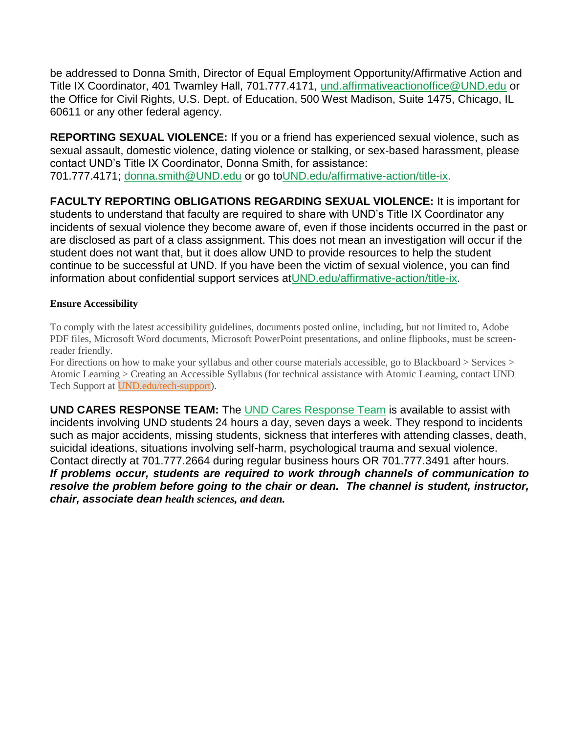be addressed to Donna Smith, Director of Equal Employment Opportunity/Affirmative Action and Title IX Coordinator, 401 Twamley Hall, 701.777.4171, und.affirmativeactionoffice@UND.edu or the Office for Civil Rights, U.S. Dept. of Education, 500 West Madison, Suite 1475, Chicago, IL 60611 or any other federal agency.

**REPORTING SEXUAL VIOLENCE:** If you or a friend has experienced sexual violence, such as sexual assault, domestic violence, dating violence or stalking, or sex-based harassment, please contact UND's Title IX Coordinator, Donna Smith, for assistance: 701.777.4171; donna.smith@UND.edu or go toUND.edu/affirmative-action/title-ix.

**FACULTY REPORTING OBLIGATIONS REGARDING SEXUAL VIOLENCE:** It is important for students to understand that faculty are required to share with UND's Title IX Coordinator any incidents of sexual violence they become aware of, even if those incidents occurred in the past or are disclosed as part of a class assignment. This does not mean an investigation will occur if the student does not want that, but it does allow UND to provide resources to help the student continue to be successful at UND. If you have been the victim of sexual violence, you can find information about confidential support services atUND.edu/affirmative-action/title-ix.

**Ensure Accessibility**

To comply with the latest accessibility guidelines, documents posted online, including, but not limited to, Adobe PDF files, Microsoft Word documents, Microsoft PowerPoint presentations, and online flipbooks, must be screen-reader friendly.
For directions on how to make your syllabus and other course materials accessible, go to Blackboard > Services > Atomic Learning > Creating an Accessible Syllabus (for technical assistance with Atomic Learning, contact UND Tech Support at UND.edu/tech-support).

**UND CARES RESPONSE TEAM:** The UND Cares Response Team is available to assist with incidents involving UND students 24 hours a day, seven days a week. They respond to incidents such as major accidents, missing students, sickness that interferes with attending classes, death, suicidal ideations, situations involving self-harm, psychological trauma and sexual violence. Contact directly at 701.777.2664 during regular business hours OR 701.777.3491 after hours.
***If problems occur, students are required to work through channels of communication to resolve the problem before going to the chair or dean. The channel is student, instructor, chair, associate dean health sciences, and dean.***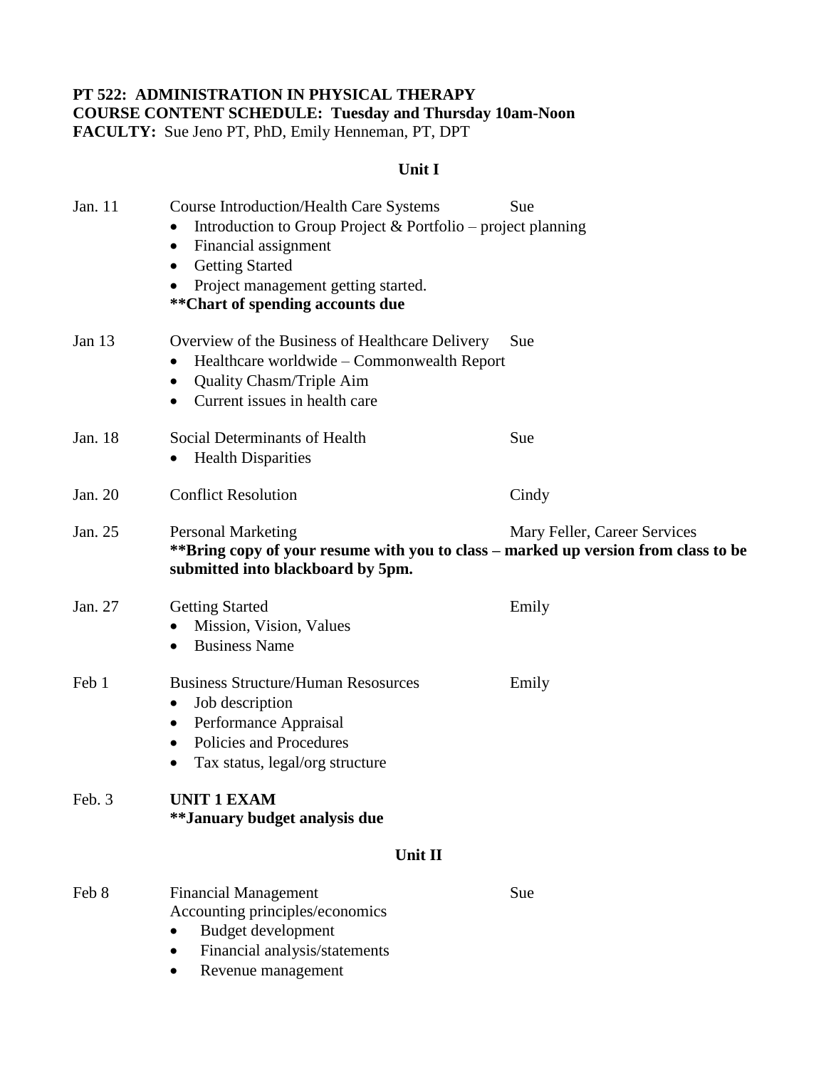**PT 522: ADMINISTRATION IN PHYSICAL THERAPY**
**COURSE CONTENT SCHEDULE: Tuesday and Thursday 10am-Noon**
**FACULTY:** Sue Jeno PT, PhD, Emily Henneman, PT, DPT

## Unit I

**Jan. 11** — Course Introduction/Health Care Systems — Sue
- Introduction to Group Project & Portfolio – project planning
- Financial assignment
- Getting Started
- Project management getting started.

**Chart of spending accounts due**

**Jan 13** — Overview of the Business of Healthcare Delivery — Sue
- Healthcare worldwide – Commonwealth Report
- Quality Chasm/Triple Aim
- Current issues in health care

**Jan. 18** — Social Determinants of Health — Sue
- Health Disparities

**Jan. 20** — Conflict Resolution — Cindy

**Jan. 25** — Personal Marketing — Mary Feller, Career Services

**Bring copy of your resume with you to class – marked up version from class to be submitted into blackboard by 5pm.**

**Jan. 27** — Getting Started — Emily
- Mission, Vision, Values
- Business Name

**Feb 1** — Business Structure/Human Resosurces — Emily
- Job description
- Performance Appraisal
- Policies and Procedures
- Tax status, legal/org structure

**Feb. 3** — **UNIT 1 EXAM**

**January budget analysis due**

## Unit II

**Feb 8** — Financial Management — Sue

Accounting principles/economics
- Budget development
- Financial analysis/statements
- Revenue management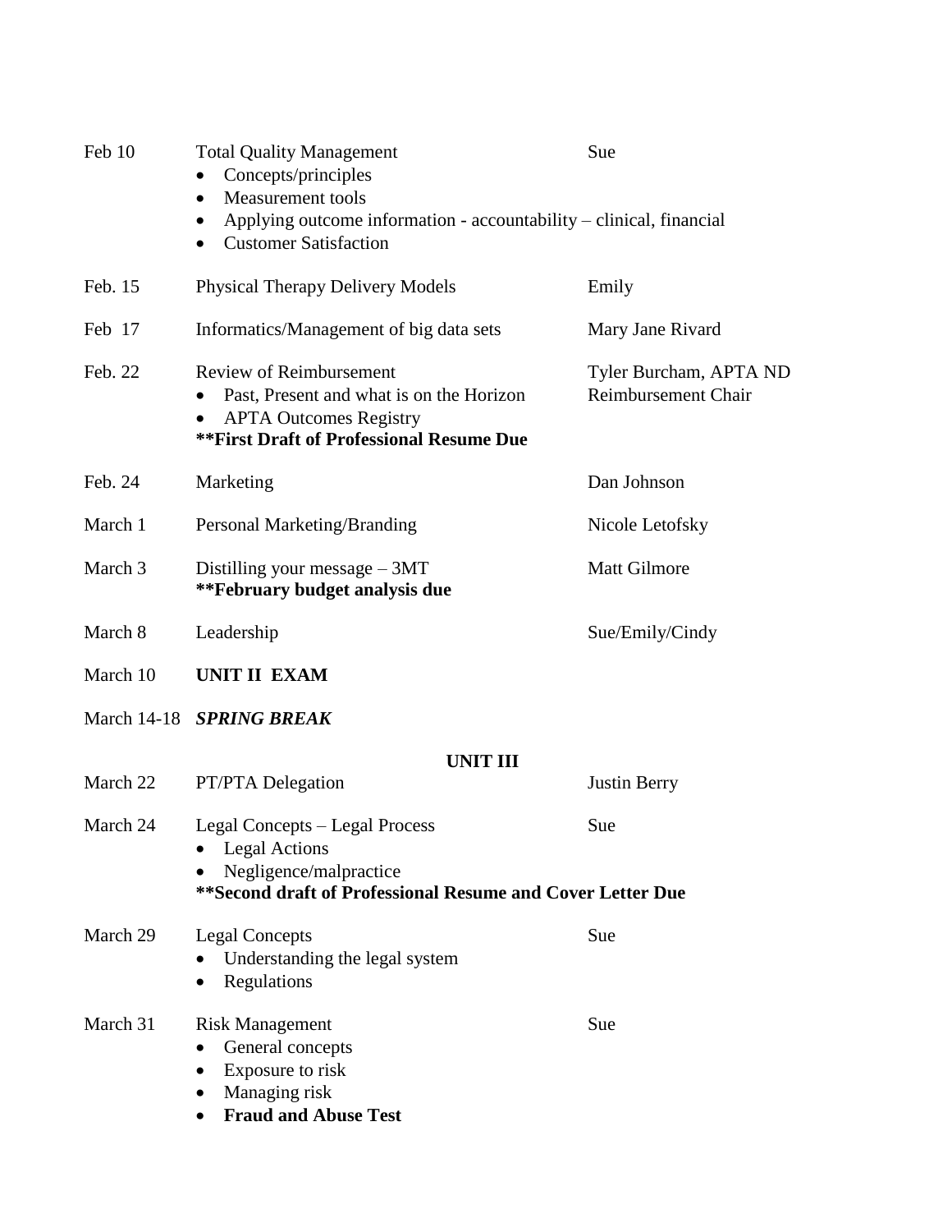| Date | Topic | Presenter |
|---|---|---|
| Feb 10 | Total Quality Management<br>• Concepts/principles<br>• Measurement tools<br>• Applying outcome information - accountability – clinical, financial<br>• Customer Satisfaction | Sue |
| Feb. 15 | Physical Therapy Delivery Models | Emily |
| Feb 17 | Informatics/Management of big data sets | Mary Jane Rivard |
| Feb. 22 | Review of Reimbursement<br>• Past, Present and what is on the Horizon<br>• APTA Outcomes Registry<br>**\*\*First Draft of Professional Resume Due** | Tyler Burcham, APTA ND Reimbursement Chair |
| Feb. 24 | Marketing | Dan Johnson |
| March 1 | Personal Marketing/Branding | Nicole Letofsky |
| March 3 | Distilling your message – 3MT<br>**\*\*February budget analysis due** | Matt Gilmore |
| March 8 | Leadership | Sue/Emily/Cindy |
| March 10 | **UNIT II EXAM** | |
| March 14-18 | ***SPRING BREAK*** | |
| | **UNIT III** | |
| March 22 | PT/PTA Delegation | Justin Berry |
| March 24 | Legal Concepts – Legal Process<br>• Legal Actions<br>• Negligence/malpractice<br>**\*\*Second draft of Professional Resume and Cover Letter Due** | Sue |
| March 29 | Legal Concepts<br>• Understanding the legal system<br>• Regulations | Sue |
| March 31 | Risk Management<br>• General concepts<br>• Exposure to risk<br>• Managing risk<br>• **Fraud and Abuse Test** | Sue |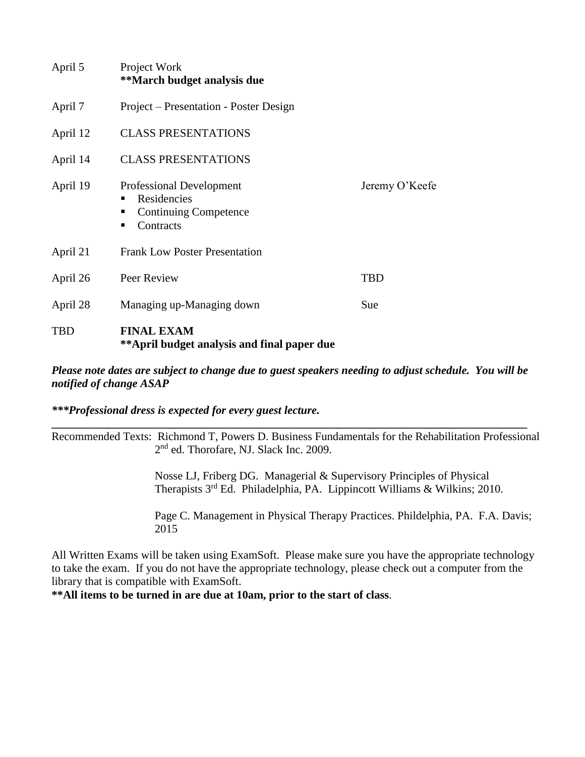| | | |
|---|---|---|
| April 5 | Project Work<br>**\*\*March budget analysis due** | |
| April 7 | Project – Presentation - Poster Design | |
| April 12 | CLASS PRESENTATIONS | |
| April 14 | CLASS PRESENTATIONS | |
| April 19 | Professional Development<br>▪ Residencies<br>▪ Continuing Competence<br>▪ Contracts | Jeremy O'Keefe |
| April 21 | Frank Low Poster Presentation | |
| April 26 | Peer Review | TBD |
| April 28 | Managing up-Managing down | Sue |
| TBD | **FINAL EXAM**<br>**\*\*April budget analysis and final paper due** | |

***Please note dates are subject to change due to guest speakers needing to adjust schedule. You will be notified of change ASAP***

***\*\*\*Professional dress is expected for every guest lecture.***

---

Recommended Texts: Richmond T, Powers D. Business Fundamentals for the Rehabilitation Professional 2nd ed. Thorofare, NJ. Slack Inc. 2009.

Nosse LJ, Friberg DG. Managerial & Supervisory Principles of Physical Therapists 3rd Ed. Philadelphia, PA. Lippincott Williams & Wilkins; 2010.

Page C. Management in Physical Therapy Practices. Phildelphia, PA. F.A. Davis; 2015

All Written Exams will be taken using ExamSoft. Please make sure you have the appropriate technology to take the exam. If you do not have the appropriate technology, please check out a computer from the library that is compatible with ExamSoft.

**\*\*All items to be turned in are due at 10am, prior to the start of class**.